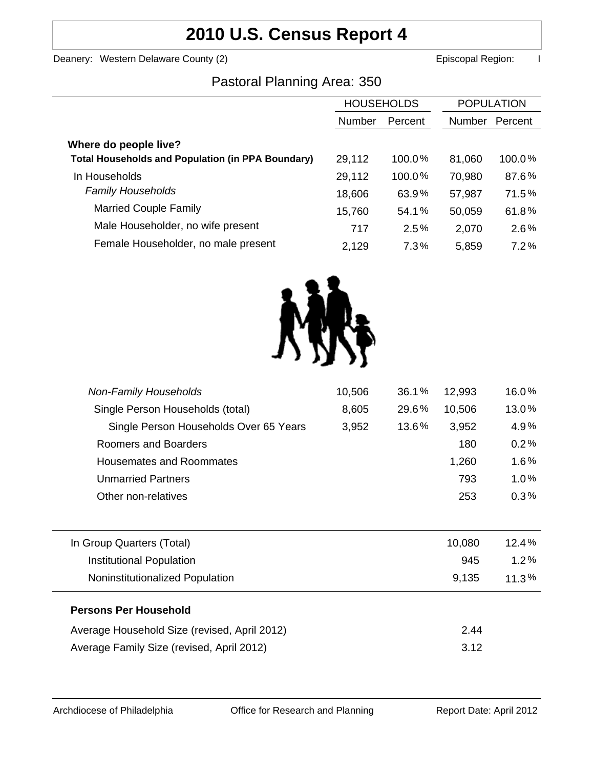# 2010 U.S. Census Report 4

Deanery: Western Delaware County (2) Episcopal Region: I

## Pastoral Planning Area: 350

| | HOUSEHOLDS | | POPULATION | |
|---|---|---|---|---|
| | Number | Percent | Number | Percent |
| **Where do people live?** | | | | |
| **Total Households and Population (in PPA Boundary)** | 29,112 | 100.0% | 81,060 | 100.0% |
| In Households | 29,112 | 100.0% | 70,980 | 87.6% |
| *Family Households* | 18,606 | 63.9% | 57,987 | 71.5% |
| Married Couple Family | 15,760 | 54.1% | 50,059 | 61.8% |
| Male Householder, no wife present | 717 | 2.5% | 2,070 | 2.6% |
| Female Householder, no male present | 2,129 | 7.3% | 5,859 | 7.2% |
| *Non-Family Households* | 10,506 | 36.1% | 12,993 | 16.0% |
| Single Person Households (total) | 8,605 | 29.6% | 10,506 | 13.0% |
| Single Person Households Over 65 Years | 3,952 | 13.6% | 3,952 | 4.9% |
| Roomers and Boarders | | | 180 | 0.2% |
| Housemates and Roommates | | | 1,260 | 1.6% |
| Unmarried Partners | | | 793 | 1.0% |
| Other non-relatives | | | 253 | 0.3% |
| In Group Quarters (Total) | | | 10,080 | 12.4% |
| Institutional Population | | | 945 | 1.2% |
| Noninstitutionalized Population | | | 9,135 | 11.3% |

**Persons Per Household**

| | |
|---|---|
| Average Household Size (revised, April 2012) | 2.44 |
| Average Family Size (revised, April 2012) | 3.12 |

Archdiocese of Philadelphia Office for Research and Planning Report Date: April 2012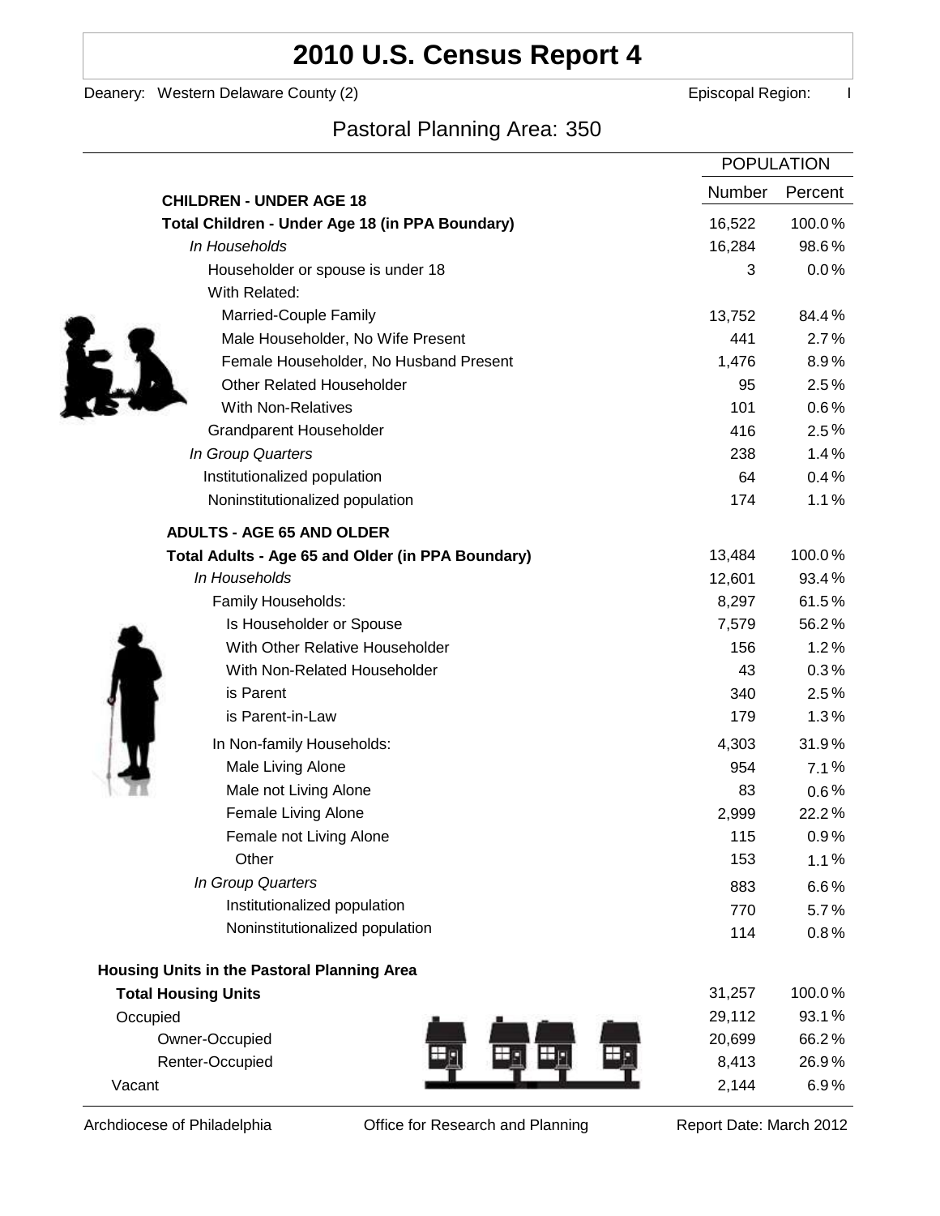# 2010 U.S. Census Report 4

Deanery: Western Delaware County (2) Episcopal Region: I

## Pastoral Planning Area: 350

| | POPULATION | |
|---|---|---|
| | Number | Percent |
| **CHILDREN - UNDER AGE 18** | | |
| **Total Children - Under Age 18 (in PPA Boundary)** | 16,522 | 100.0% |
| *In Households* | 16,284 | 98.6% |
| Householder or spouse is under 18 | 3 | 0.0% |
| With Related: | | |
| Married-Couple Family | 13,752 | 84.4% |
| Male Householder, No Wife Present | 441 | 2.7% |
| Female Householder, No Husband Present | 1,476 | 8.9% |
| Other Related Householder | 95 | 2.5% |
| With Non-Relatives | 101 | 0.6% |
| Grandparent Householder | 416 | 2.5% |
| *In Group Quarters* | 238 | 1.4% |
| Institutionalized population | 64 | 0.4% |
| Noninstitutionalized population | 174 | 1.1% |
| **ADULTS - AGE 65 AND OLDER** | | |
| **Total Adults - Age 65 and Older (in PPA Boundary)** | 13,484 | 100.0% |
| *In Households* | 12,601 | 93.4% |
| Family Households: | 8,297 | 61.5% |
| Is Householder or Spouse | 7,579 | 56.2% |
| With Other Relative Householder | 156 | 1.2% |
| With Non-Related Householder | 43 | 0.3% |
| is Parent | 340 | 2.5% |
| is Parent-in-Law | 179 | 1.3% |
| In Non-family Households: | 4,303 | 31.9% |
| Male Living Alone | 954 | 7.1% |
| Male not Living Alone | 83 | 0.6% |
| Female Living Alone | 2,999 | 22.2% |
| Female not Living Alone | 115 | 0.9% |
| Other | 153 | 1.1% |
| *In Group Quarters* | 883 | 6.6% |
| Institutionalized population | 770 | 5.7% |
| Noninstitutionalized population | 114 | 0.8% |
| **Housing Units in the Pastoral Planning Area** | | |
| **Total Housing Units** | 31,257 | 100.0% |
| Occupied | 29,112 | 93.1% |
| Owner-Occupied | 20,699 | 66.2% |
| Renter-Occupied | 8,413 | 26.9% |
| Vacant | 2,144 | 6.9% |

Archdiocese of Philadelphia Office for Research and Planning Report Date: March 2012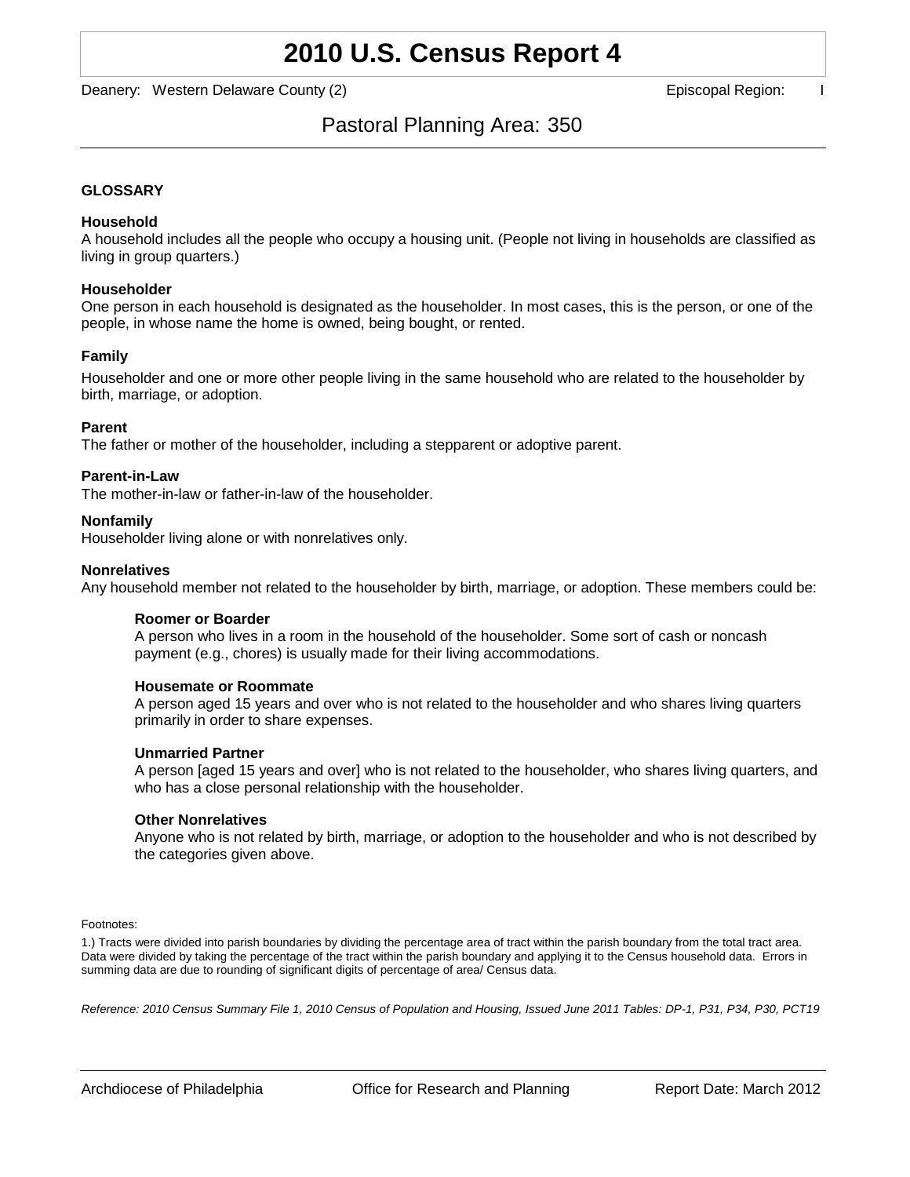# 2010 U.S. Census Report 4

Deanery: Western Delaware County (2) Episcopal Region: I

## Pastoral Planning Area: 350

**GLOSSARY**

**Household**
A household includes all the people who occupy a housing unit. (People not living in households are classified as living in group quarters.)

**Householder**
One person in each household is designated as the householder. In most cases, this is the person, or one of the people, in whose name the home is owned, being bought, or rented.

**Family**
Householder and one or more other people living in the same household who are related to the householder by birth, marriage, or adoption.

**Parent**
The father or mother of the householder, including a stepparent or adoptive parent.

**Parent-in-Law**
The mother-in-law or father-in-law of the householder.

**Nonfamily**
Householder living alone or with nonrelatives only.

**Nonrelatives**
Any household member not related to the householder by birth, marriage, or adoption. These members could be:

> **Roomer or Boarder**
> A person who lives in a room in the household of the householder. Some sort of cash or noncash payment (e.g., chores) is usually made for their living accommodations.
>
> **Housemate or Roommate**
> A person aged 15 years and over who is not related to the householder and who shares living quarters primarily in order to share expenses.
>
> **Unmarried Partner**
> A person [aged 15 years and over] who is not related to the householder, who shares living quarters, and who has a close personal relationship with the householder.
>
> **Other Nonrelatives**
> Anyone who is not related by birth, marriage, or adoption to the householder and who is not described by the categories given above.

Footnotes:

1.) Tracts were divided into parish boundaries by dividing the percentage area of tract within the parish boundary from the total tract area. Data were divided by taking the percentage of the tract within the parish boundary and applying it to the Census household data. Errors in summing data are due to rounding of significant digits of percentage of area/ Census data.

*Reference: 2010 Census Summary File 1, 2010 Census of Population and Housing, Issued June 2011 Tables: DP-1, P31, P34, P30, PCT19*

Archdiocese of Philadelphia Office for Research and Planning Report Date: March 2012